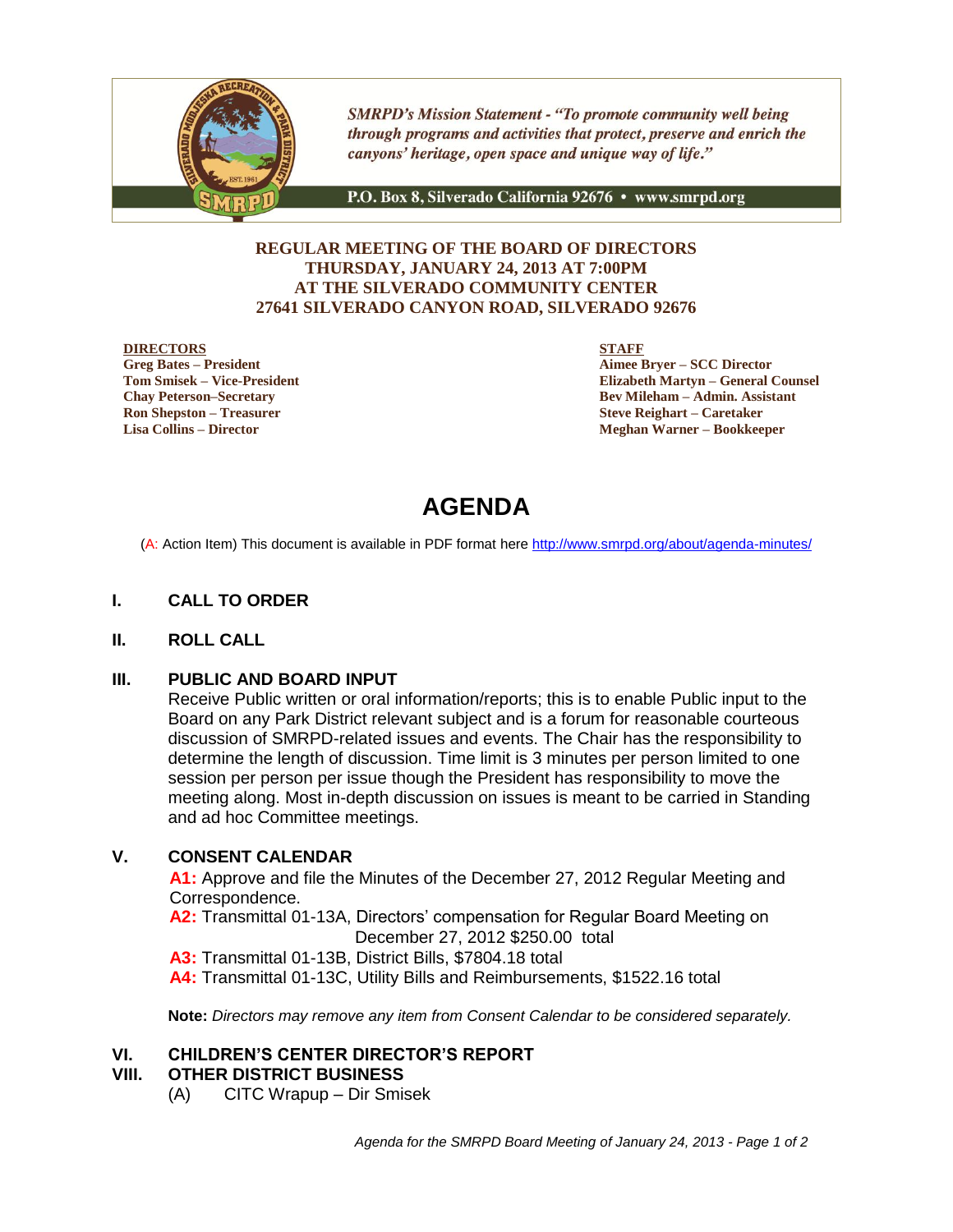*SMRPD's Mission Statement - "To promote community well being through programs and activities that protect, preserve and enrich the canyons' heritage, open space and unique way of life."*

P.O. Box 8, Silverado California 92676 • www.smrpd.org

**REGULAR MEETING OF THE BOARD OF DIRECTORS**
**THURSDAY, JANUARY 24, 2013 AT 7:00PM**
**AT THE SILVERADO COMMUNITY CENTER**
**27641 SILVERADO CANYON ROAD, SILVERADO 92676**

**DIRECTORS**
**Greg Bates – President**
**Tom Smisek – Vice-President**
**Chay Peterson–Secretary**
**Ron Shepston – Treasurer**
**Lisa Collins – Director**

**STAFF**
**Aimee Bryer – SCC Director**
**Elizabeth Martyn – General Counsel**
**Bev Mileham – Admin. Assistant**
**Steve Reighart – Caretaker**
**Meghan Warner – Bookkeeper**

# AGENDA

(A: Action Item) This document is available in PDF format here http://www.smrpd.org/about/agenda-minutes/

## I. CALL TO ORDER

## II. ROLL CALL

## III. PUBLIC AND BOARD INPUT

Receive Public written or oral information/reports; this is to enable Public input to the Board on any Park District relevant subject and is a forum for reasonable courteous discussion of SMRPD-related issues and events. The Chair has the responsibility to determine the length of discussion. Time limit is 3 minutes per person limited to one session per person per issue though the President has responsibility to move the meeting along. Most in-depth discussion on issues is meant to be carried in Standing and ad hoc Committee meetings.

## V. CONSENT CALENDAR

**A1:** Approve and file the Minutes of the December 27, 2012 Regular Meeting and Correspondence.
**A2:** Transmittal 01-13A, Directors' compensation for Regular Board Meeting on December 27, 2012 $250.00 total
**A3:** Transmittal 01-13B, District Bills, $7804.18 total
**A4:** Transmittal 01-13C, Utility Bills and Reimbursements, $1522.16 total

**Note:** *Directors may remove any item from Consent Calendar to be considered separately.*

## VI. CHILDREN'S CENTER DIRECTOR'S REPORT

## VIII. OTHER DISTRICT BUSINESS

(A) CITC Wrapup – Dir Smisek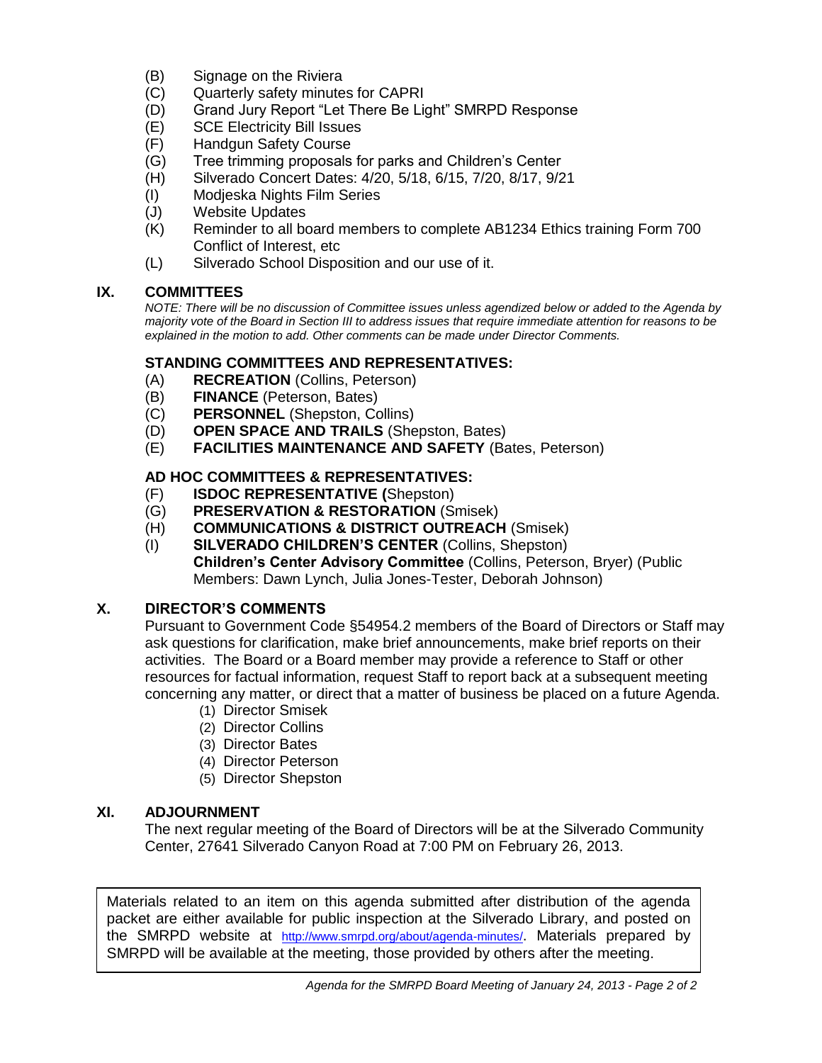(B) Signage on the Riviera
(C) Quarterly safety minutes for CAPRI
(D) Grand Jury Report "Let There Be Light" SMRPD Response
(E) SCE Electricity Bill Issues
(F) Handgun Safety Course
(G) Tree trimming proposals for parks and Children's Center
(H) Silverado Concert Dates: 4/20, 5/18, 6/15, 7/20, 8/17, 9/21
(I) Modjeska Nights Film Series
(J) Website Updates
(K) Reminder to all board members to complete AB1234 Ethics training Form 700 Conflict of Interest, etc
(L) Silverado School Disposition and our use of it.

## IX. COMMITTEES

*NOTE: There will be no discussion of Committee issues unless agendized below or added to the Agenda by majority vote of the Board in Section III to address issues that require immediate attention for reasons to be explained in the motion to add. Other comments can be made under Director Comments.*

### STANDING COMMITTEES AND REPRESENTATIVES:

(A) **RECREATION** (Collins, Peterson)
(B) **FINANCE** (Peterson, Bates)
(C) **PERSONNEL** (Shepston, Collins)
(D) **OPEN SPACE AND TRAILS** (Shepston, Bates)
(E) **FACILITIES MAINTENANCE AND SAFETY** (Bates, Peterson)

### AD HOC COMMITTEES & REPRESENTATIVES:

(F) **ISDOC REPRESENTATIVE (**Shepston)
(G) **PRESERVATION & RESTORATION** (Smisek)
(H) **COMMUNICATIONS & DISTRICT OUTREACH** (Smisek)
(I) **SILVERADO CHILDREN'S CENTER** (Collins, Shepston)
**Children's Center Advisory Committee** (Collins, Peterson, Bryer) (Public Members: Dawn Lynch, Julia Jones-Tester, Deborah Johnson)

## X. DIRECTOR'S COMMENTS

Pursuant to Government Code §54954.2 members of the Board of Directors or Staff may ask questions for clarification, make brief announcements, make brief reports on their activities. The Board or a Board member may provide a reference to Staff or other resources for factual information, request Staff to report back at a subsequent meeting concerning any matter, or direct that a matter of business be placed on a future Agenda.

(1) Director Smisek
(2) Director Collins
(3) Director Bates
(4) Director Peterson
(5) Director Shepston

## XI. ADJOURNMENT

The next regular meeting of the Board of Directors will be at the Silverado Community Center, 27641 Silverado Canyon Road at 7:00 PM on February 26, 2013.

Materials related to an item on this agenda submitted after distribution of the agenda packet are either available for public inspection at the Silverado Library, and posted on the SMRPD website at http://www.smrpd.org/about/agenda-minutes/. Materials prepared by SMRPD will be available at the meeting, those provided by others after the meeting.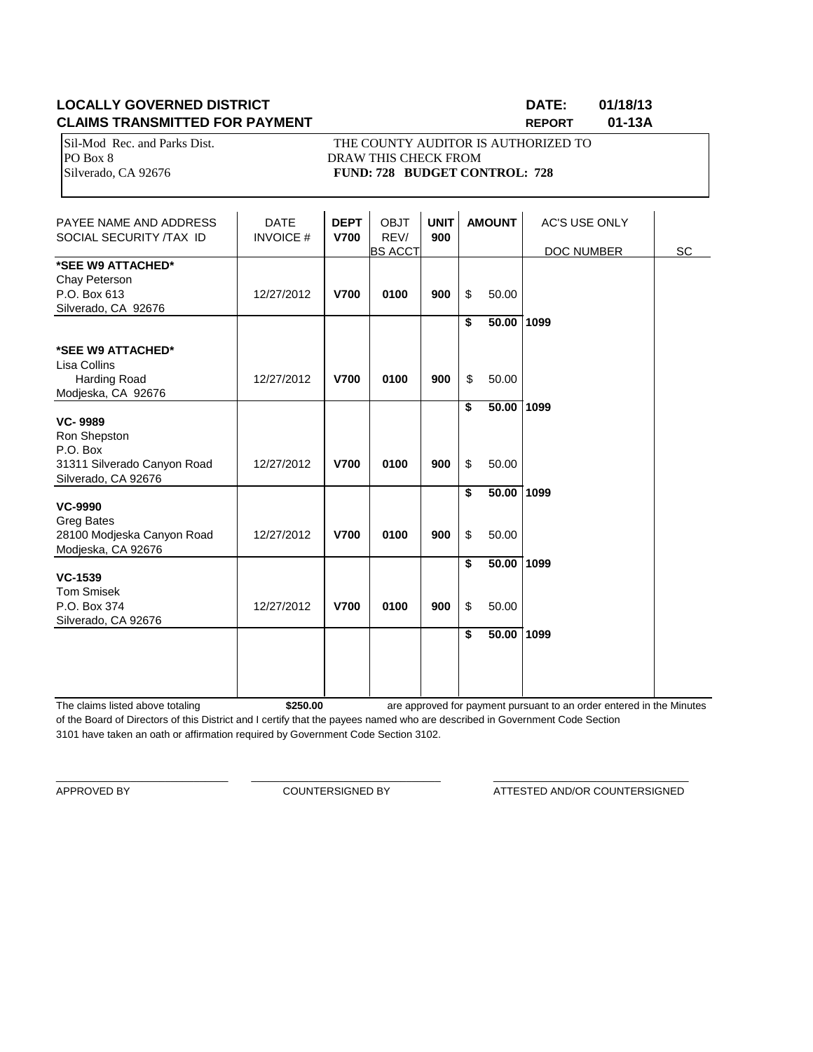**LOCALLY GOVERNED DISTRICT** **DATE: 01/18/13**

**CLAIMS TRANSMITTED FOR PAYMENT** **REPORT 01-13A**

Sil-Mod Rec. and Parks Dist.
PO Box 8
Silverado, CA 92676

THE COUNTY AUDITOR IS AUTHORIZED TO
DRAW THIS CHECK FROM
**FUND: 728 BUDGET CONTROL: 728**

| PAYEE NAME AND ADDRESS SOCIAL SECURITY /TAX ID | DATE INVOICE # | **DEPT V700** | OBJT REV/ BS ACCT | **UNIT 900** | **AMOUNT** | AC'S USE ONLY DOC NUMBER | SC |
|---|---|---|---|---|---|---|---|
| ***SEE W9 ATTACHED*** Chay Peterson P.O. Box 613 Silverado, CA 92676 | 12/27/2012 | **V700** | **0100** | **900** | $ 50.00 | | |
| | | | | | **$ 50.00** | **1099** | |
| ***SEE W9 ATTACHED*** Lisa Collins Harding Road Modjeska, CA 92676 | 12/27/2012 | **V700** | **0100** | **900** | $ 50.00 | | |
| | | | | | **$ 50.00** | **1099** | |
| **VC- 9989** Ron Shepston P.O. Box 31311 Silverado Canyon Road Silverado, CA 92676 | 12/27/2012 | **V700** | **0100** | **900** | $ 50.00 | | |
| | | | | | **$ 50.00** | **1099** | |
| **VC-9990** Greg Bates 28100 Modjeska Canyon Road Modjeska, CA 92676 | 12/27/2012 | **V700** | **0100** | **900** | $ 50.00 | | |
| | | | | | **$ 50.00** | **1099** | |
| **VC-1539** Tom Smisek P.O. Box 374 Silverado, CA 92676 | 12/27/2012 | **V700** | **0100** | **900** | $ 50.00 | | |
| | | | | | **$ 50.00** | **1099** | |

The claims listed above totaling **$250.00** are approved for payment pursuant to an order entered in the Minutes of the Board of Directors of this District and I certify that the payees named who are described in Government Code Section 3101 have taken an oath or affirmation required by Government Code Section 3102.

APPROVED BY ______________________ COUNTERSIGNED BY ______________________ ATTESTED AND/OR COUNTERSIGNED ______________________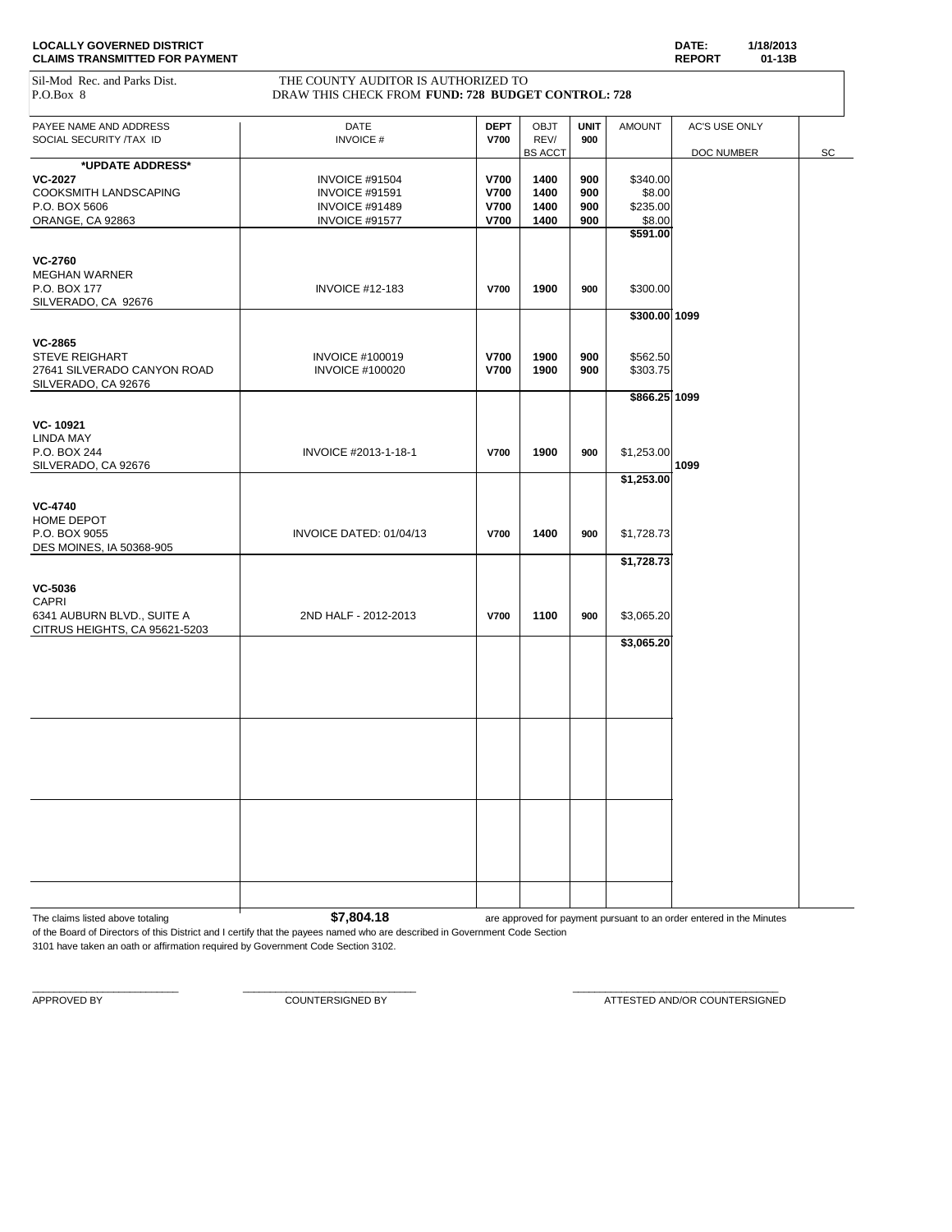**LOCALLY GOVERNED DISTRICT**
**CLAIMS TRANSMITTED FOR PAYMENT**

**DATE:** 1/18/2013
**REPORT** 01-13B

Sil-Mod Rec. and Parks Dist.
P.O.Box 8

THE COUNTY AUDITOR IS AUTHORIZED TO
DRAW THIS CHECK FROM **FUND: 728 BUDGET CONTROL: 728**

| PAYEE NAME AND ADDRESS SOCIAL SECURITY /TAX ID | DATE INVOICE # | DEPT V700 | OBJT REV/ BS ACCT | UNIT 900 | AMOUNT | AC'S USE ONLY DOC NUMBER | SC |
|---|---|---|---|---|---|---|---|
| ***UPDATE ADDRESS*** | | | | | | | |
| **VC-2027** | INVOICE #91504 | **V700** | **1400** | **900** | $340.00 | | |
| COOKSMITH LANDSCAPING | INVOICE #91591 | **V700** | **1400** | **900** | $8.00 | | |
| P.O. BOX 5606 | INVOICE #91489 | **V700** | **1400** | **900** | $235.00 | | |
| ORANGE, CA 92863 | INVOICE #91577 | **V700** | **1400** | **900** | $8.00 | | |
| | | | | | **$591.00** | | |
| **VC-2760** | | | | | | | |
| MEGHAN WARNER | | | | | | | |
| P.O. BOX 177 | INVOICE #12-183 | **V700** | **1900** | **900** | $300.00 | | |
| SILVERADO, CA 92676 | | | | | | | |
| | | | | | **$300.00** | **1099** | |
| **VC-2865** | | | | | | | |
| STEVE REIGHART | INVOICE #100019 | **V700** | **1900** | **900** | $562.50 | | |
| 27641 SILVERADO CANYON ROAD | INVOICE #100020 | **V700** | **1900** | **900** | $303.75 | | |
| SILVERADO, CA 92676 | | | | | | | |
| | | | | | **$866.25** | **1099** | |
| **VC- 10921** | | | | | | | |
| LINDA MAY | | | | | | | |
| P.O. BOX 244 | INVOICE #2013-1-18-1 | **V700** | **1900** | **900** | $1,253.00 | | |
| SILVERADO, CA 92676 | | | | | | **1099** | |
| | | | | | **$1,253.00** | | |
| **VC-4740** | | | | | | | |
| HOME DEPOT | | | | | | | |
| P.O. BOX 9055 | INVOICE DATED: 01/04/13 | **V700** | **1400** | **900** | $1,728.73 | | |
| DES MOINES, IA 50368-905 | | | | | | | |
| | | | | | **$1,728.73** | | |
| **VC-5036** | | | | | | | |
| CAPRI | | | | | | | |
| 6341 AUBURN BLVD., SUITE A | 2ND HALF - 2012-2013 | **V700** | **1100** | **900** | $3,065.20 | | |
| CITRUS HEIGHTS, CA 95621-5203 | | | | | | | |
| | | | | | **$3,065.20** | | |

The claims listed above totaling **$7,804.18** are approved for payment pursuant to an order entered in the Minutes of the Board of Directors of this District and I certify that the payees named who are described in Government Code Section 3101 have taken an oath or affirmation required by Government Code Section 3102.

APPROVED BY ______________________

COUNTERSIGNED BY ______________________

ATTESTED AND/OR COUNTERSIGNED ______________________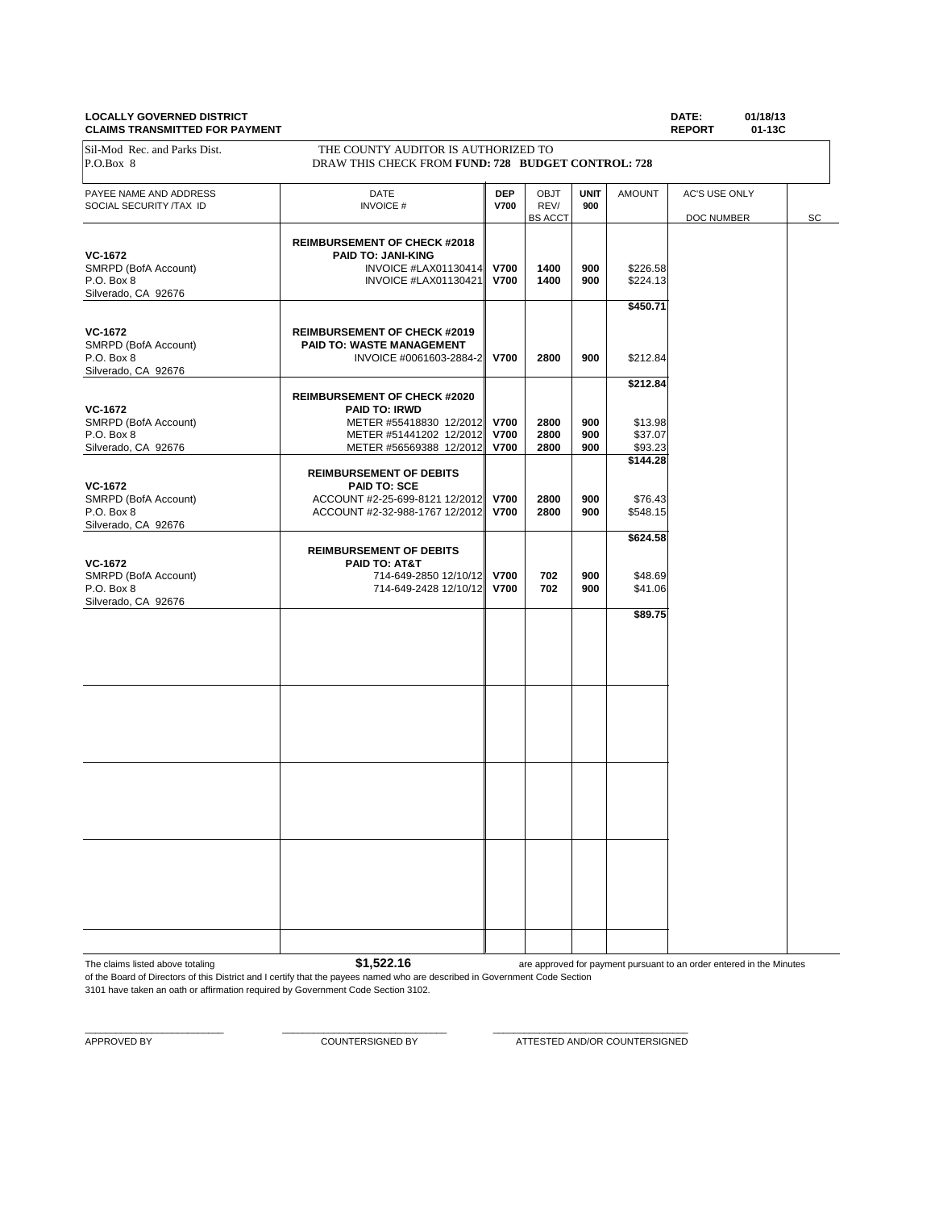**LOCALLY GOVERNED DISTRICT** | **DATE:** 01/18/13
**CLAIMS TRANSMITTED FOR PAYMENT** | **REPORT** 01-13C

Sil-Mod Rec. and Parks Dist.
P.O.Box 8

THE COUNTY AUDITOR IS AUTHORIZED TO
DRAW THIS CHECK FROM **FUND: 728 BUDGET CONTROL: 728**

| PAYEE NAME AND ADDRESS SOCIAL SECURITY /TAX ID | DATE INVOICE # | DEP V700 | OBJT REV/ BS ACCT | UNIT 900 | AMOUNT | AC'S USE ONLY DOC NUMBER | SC |
|---|---|---|---|---|---|---|---|
| **VC-1672** SMRPD (BofA Account) P.O. Box 8 Silverado, CA 92676 | **REIMBURSEMENT OF CHECK #2018** **PAID TO: JANI-KING** | | | | | | |
| | INVOICE #LAX01130414 | **V700** | **1400** | **900** | $226.58 | | |
| | INVOICE #LAX01130421 | **V700** | **1400** | **900** | $224.13 | | |
| | | | | | **$450.71** | | |
| **VC-1672** SMRPD (BofA Account) P.O. Box 8 Silverado, CA 92676 | **REIMBURSEMENT OF CHECK #2019** **PAID TO: WASTE MANAGEMENT** | | | | | | |
| | INVOICE #0061603-2884-2 | **V700** | **2800** | **900** | $212.84 | | |
| | | | | | **$212.84** | | |
| **VC-1672** SMRPD (BofA Account) P.O. Box 8 Silverado, CA 92676 | **REIMBURSEMENT OF CHECK #2020** **PAID TO: IRWD** | | | | | | |
| | METER #55418830 12/2012 | **V700** | **2800** | **900** | $13.98 | | |
| | METER #51441202 12/2012 | **V700** | **2800** | **900** | $37.07 | | |
| | METER #56569388 12/2012 | **V700** | **2800** | **900** | $93.23 | | |
| | | | | | **$144.28** | | |
| **VC-1672** SMRPD (BofA Account) P.O. Box 8 Silverado, CA 92676 | **REIMBURSEMENT OF DEBITS** **PAID TO: SCE** | | | | | | |
| | ACCOUNT #2-25-699-8121 12/2012 | **V700** | **2800** | **900** | $76.43 | | |
| | ACCOUNT #2-32-988-1767 12/2012 | **V700** | **2800** | **900** | $548.15 | | |
| | | | | | **$624.58** | | |
| **VC-1672** SMRPD (BofA Account) P.O. Box 8 Silverado, CA 92676 | **REIMBURSEMENT OF DEBITS** **PAID TO: AT&T** | | | | | | |
| | 714-649-2850 12/10/12 | **V700** | **702** | **900** | $48.69 | | |
| | 714-649-2428 12/10/12 | **V700** | **702** | **900** | $41.06 | | |
| | | | | | **$89.75** | | |

The claims listed above totaling **$1,522.16** are approved for payment pursuant to an order entered in the Minutes of the Board of Directors of this District and I certify that the payees named who are described in Government Code Section 3101 have taken an oath or affirmation required by Government Code Section 3102.

_______________________ APPROVED BY

_______________________ COUNTERSIGNED BY

_______________________ ATTESTED AND/OR COUNTERSIGNED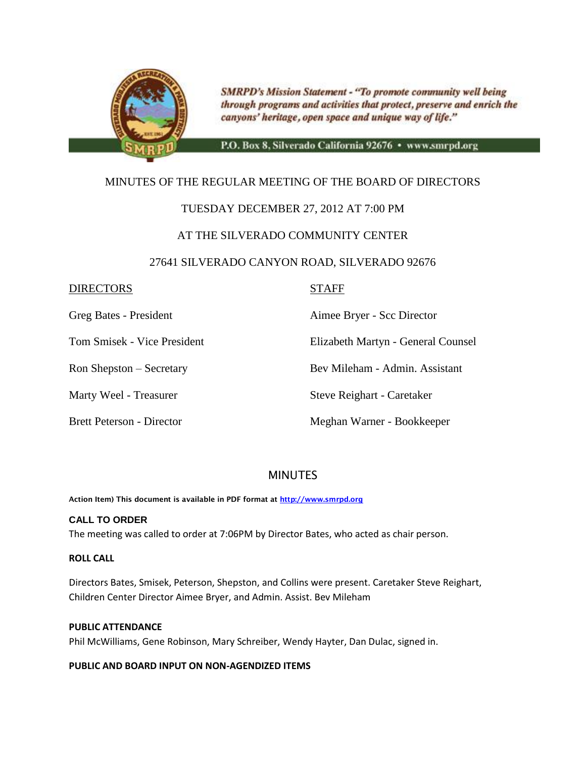SMRPD's Mission Statement - "To promote community well being through programs and activities that protect, preserve and enrich the canyons' heritage, open space and unique way of life."

P.O. Box 8, Silverado California 92676 • www.smrpd.org

MINUTES OF THE REGULAR MEETING OF THE BOARD OF DIRECTORS

TUESDAY DECEMBER 27, 2012 AT 7:00 PM

AT THE SILVERADO COMMUNITY CENTER

27641 SILVERADO CANYON ROAD, SILVERADO 92676

| DIRECTORS | STAFF |
|---|---|
| Greg Bates - President | Aimee Bryer - Scc Director |
| Tom Smisek - Vice President | Elizabeth Martyn - General Counsel |
| Ron Shepston – Secretary | Bev Mileham - Admin. Assistant |
| Marty Weel - Treasurer | Steve Reighart - Caretaker |
| Brett Peterson - Director | Meghan Warner - Bookkeeper |

## MINUTES

**Action Item) This document is available in PDF format at http://www.smrpd.org**

**CALL TO ORDER**

The meeting was called to order at 7:06PM by Director Bates, who acted as chair person.

**ROLL CALL**

Directors Bates, Smisek, Peterson, Shepston, and Collins were present. Caretaker Steve Reighart, Children Center Director Aimee Bryer, and Admin. Assist. Bev Mileham

**PUBLIC ATTENDANCE**

Phil McWilliams, Gene Robinson, Mary Schreiber, Wendy Hayter, Dan Dulac, signed in.

**PUBLIC AND BOARD INPUT ON NON-AGENDIZED ITEMS**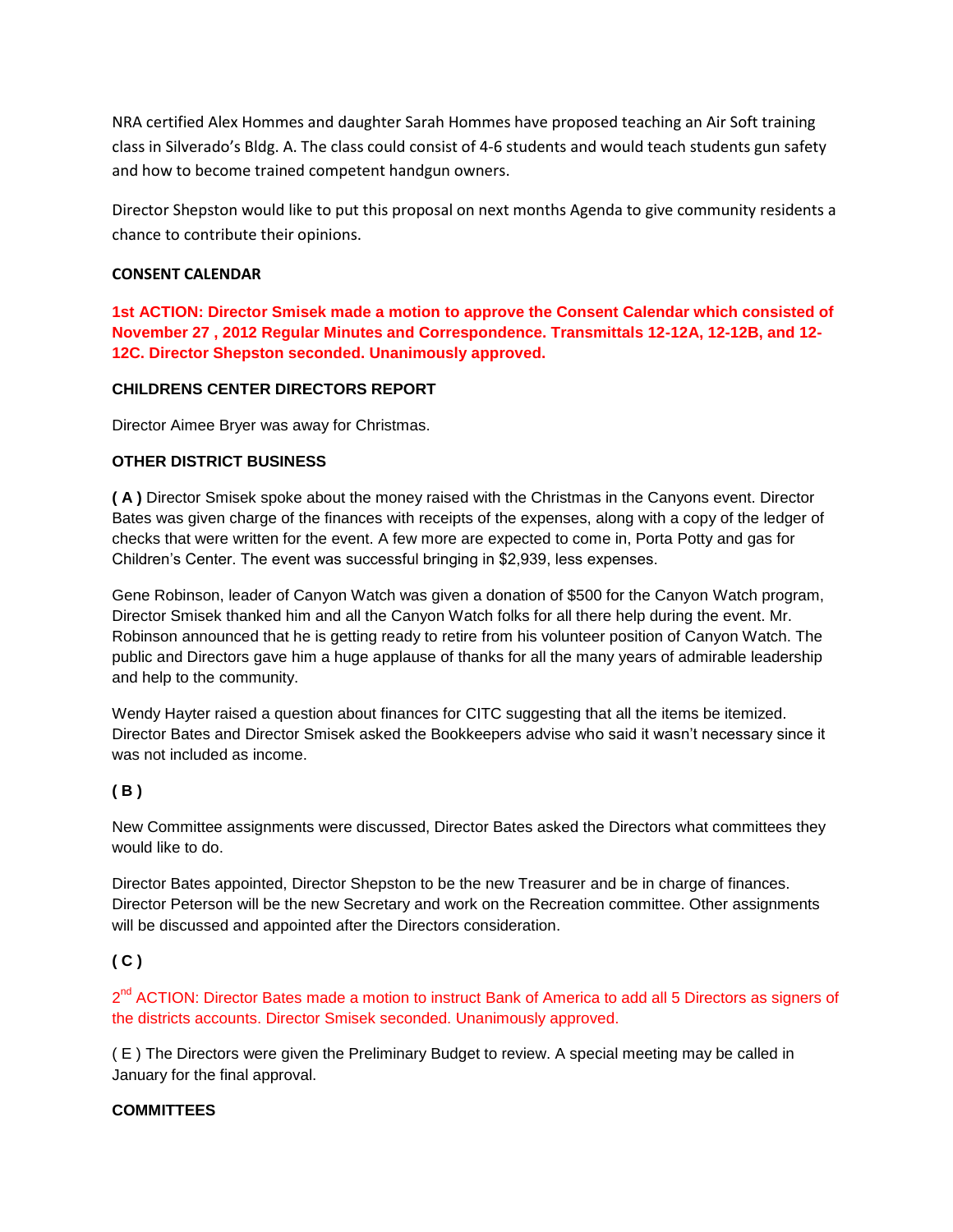NRA certified Alex Hommes and daughter Sarah Hommes have proposed teaching an Air Soft training class in Silverado's Bldg. A. The class could consist of 4-6 students and would teach students gun safety and how to become trained competent handgun owners.

Director Shepston would like to put this proposal on next months Agenda to give community residents a chance to contribute their opinions.

**CONSENT CALENDAR**

**1st ACTION: Director Smisek made a motion to approve the Consent Calendar which consisted of November 27 , 2012 Regular Minutes and Correspondence. Transmittals 12-12A, 12-12B, and 12-12C. Director Shepston seconded. Unanimously approved.**

**CHILDRENS CENTER DIRECTORS REPORT**

Director Aimee Bryer was away for Christmas.

**OTHER DISTRICT BUSINESS**

**( A )** Director Smisek spoke about the money raised with the Christmas in the Canyons event. Director Bates was given charge of the finances with receipts of the expenses, along with a copy of the ledger of checks that were written for the event. A few more are expected to come in, Porta Potty and gas for Children's Center. The event was successful bringing in $2,939, less expenses.

Gene Robinson, leader of Canyon Watch was given a donation of $500 for the Canyon Watch program, Director Smisek thanked him and all the Canyon Watch folks for all there help during the event. Mr. Robinson announced that he is getting ready to retire from his volunteer position of Canyon Watch. The public and Directors gave him a huge applause of thanks for all the many years of admirable leadership and help to the community.

Wendy Hayter raised a question about finances for CITC suggesting that all the items be itemized. Director Bates and Director Smisek asked the Bookkeepers advise who said it wasn't necessary since it was not included as income.

**( B )**

New Committee assignments were discussed, Director Bates asked the Directors what committees they would like to do.

Director Bates appointed, Director Shepston to be the new Treasurer and be in charge of finances. Director Peterson will be the new Secretary and work on the Recreation committee. Other assignments will be discussed and appointed after the Directors consideration.

**( C )**

2nd ACTION: Director Bates made a motion to instruct Bank of America to add all 5 Directors as signers of the districts accounts. Director Smisek seconded. Unanimously approved.

( E ) The Directors were given the Preliminary Budget to review. A special meeting may be called in January for the final approval.

**COMMITTEES**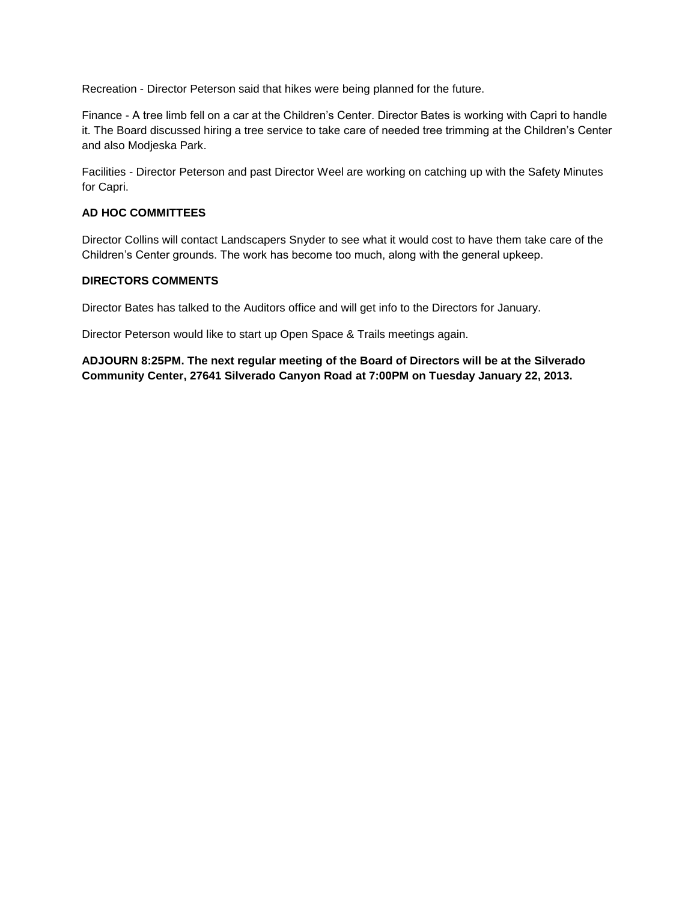Recreation - Director Peterson said that hikes were being planned for the future.

Finance - A tree limb fell on a car at the Children's Center. Director Bates is working with Capri to handle it. The Board discussed hiring a tree service to take care of needed tree trimming at the Children's Center and also Modjeska Park.

Facilities - Director Peterson and past Director Weel are working on catching up with the Safety Minutes for Capri.

**AD HOC COMMITTEES**

Director Collins will contact Landscapers Snyder to see what it would cost to have them take care of the Children's Center grounds. The work has become too much, along with the general upkeep.

**DIRECTORS COMMENTS**

Director Bates has talked to the Auditors office and will get info to the Directors for January.

Director Peterson would like to start up Open Space & Trails meetings again.

**ADJOURN 8:25PM. The next regular meeting of the Board of Directors will be at the Silverado Community Center, 27641 Silverado Canyon Road at 7:00PM on Tuesday January 22, 2013.**